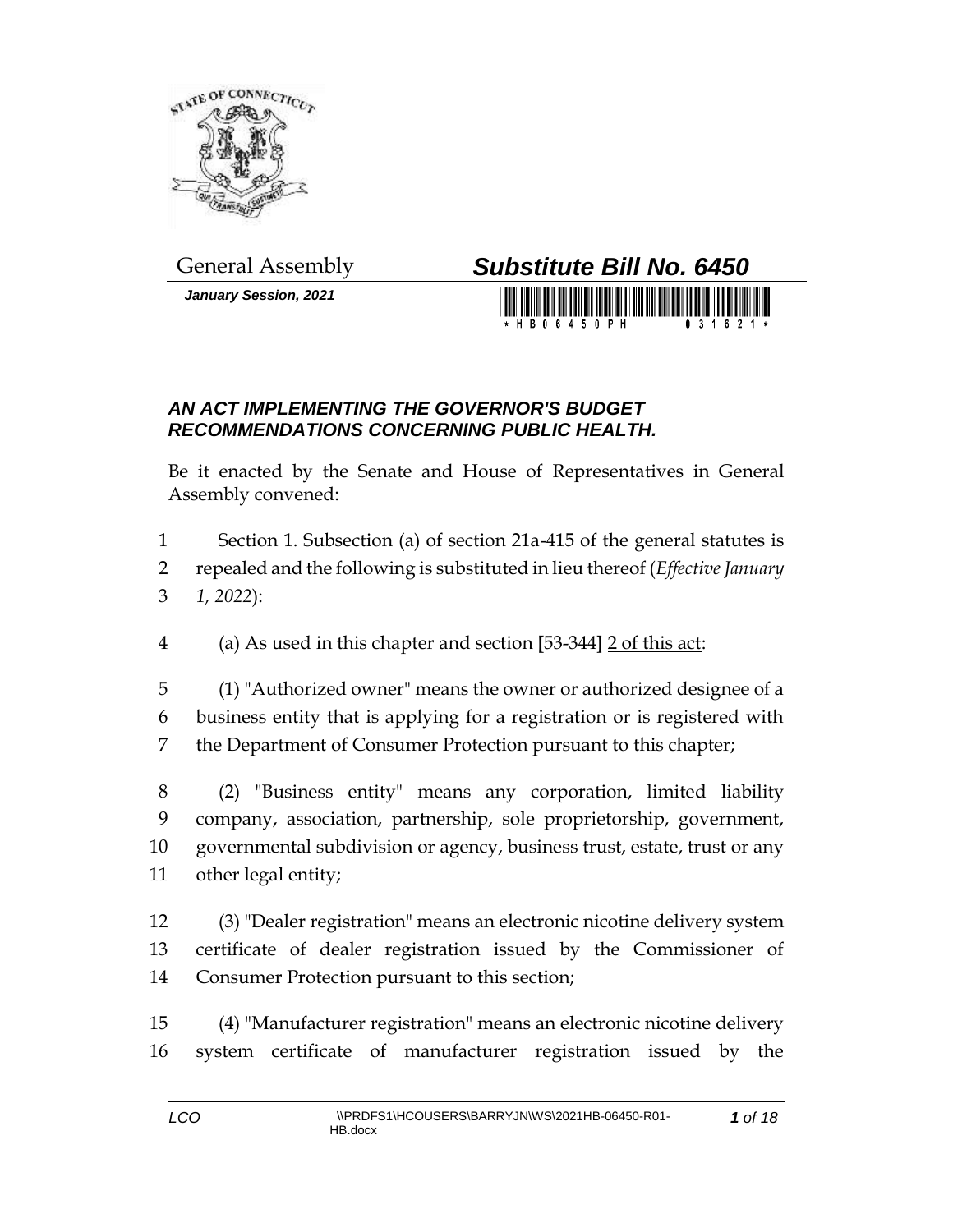General Assembly

# *Substitute Bill No. 6450*

*January Session, 2021*

## *AN ACT IMPLEMENTING THE GOVERNOR'S BUDGET RECOMMENDATIONS CONCERNING PUBLIC HEALTH.*

Be it enacted by the Senate and House of Representatives in General Assembly convened:

1 Section 1. Subsection (a) of section 21a-415 of the general statutes is
2 repealed and the following is substituted in lieu thereof (*Effective January*
3 *1, 2022*):

4 (a) As used in this chapter and section **[**53-344**]** 2 of this act:

5 (1) "Authorized owner" means the owner or authorized designee of a
6 business entity that is applying for a registration or is registered with
7 the Department of Consumer Protection pursuant to this chapter;

8 (2) "Business entity" means any corporation, limited liability
9 company, association, partnership, sole proprietorship, government,
10 governmental subdivision or agency, business trust, estate, trust or any
11 other legal entity;

12 (3) "Dealer registration" means an electronic nicotine delivery system
13 certificate of dealer registration issued by the Commissioner of
14 Consumer Protection pursuant to this section;

15 (4) "Manufacturer registration" means an electronic nicotine delivery
16 system certificate of manufacturer registration issued by the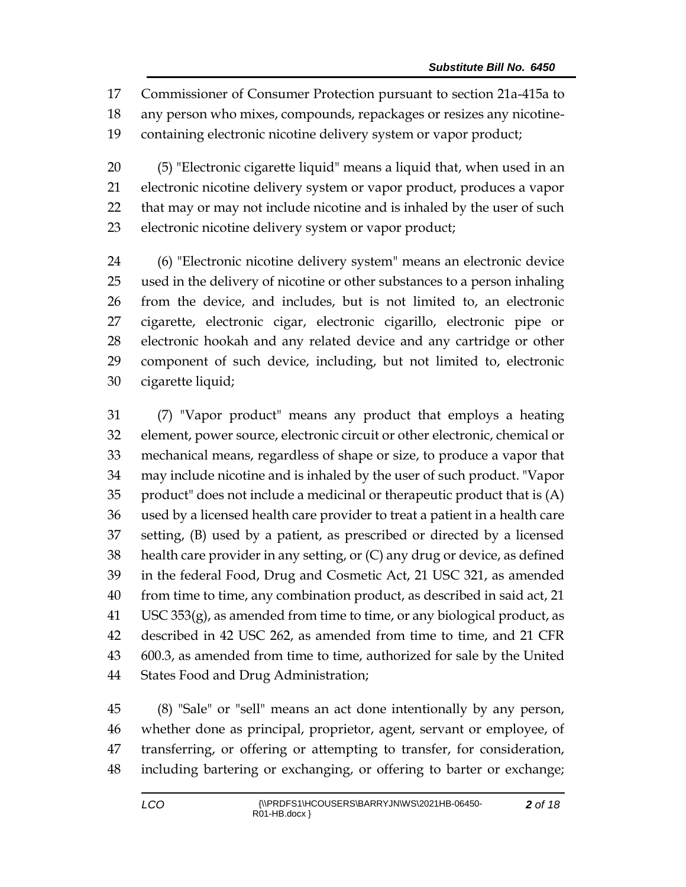Commissioner of Consumer Protection pursuant to section 21a-415a to any person who mixes, compounds, repackages or resizes any nicotine-containing electronic nicotine delivery system or vapor product;

(5) "Electronic cigarette liquid" means a liquid that, when used in an electronic nicotine delivery system or vapor product, produces a vapor that may or may not include nicotine and is inhaled by the user of such electronic nicotine delivery system or vapor product;

(6) "Electronic nicotine delivery system" means an electronic device used in the delivery of nicotine or other substances to a person inhaling from the device, and includes, but is not limited to, an electronic cigarette, electronic cigar, electronic cigarillo, electronic pipe or electronic hookah and any related device and any cartridge or other component of such device, including, but not limited to, electronic cigarette liquid;

(7) "Vapor product" means any product that employs a heating element, power source, electronic circuit or other electronic, chemical or mechanical means, regardless of shape or size, to produce a vapor that may include nicotine and is inhaled by the user of such product. "Vapor product" does not include a medicinal or therapeutic product that is (A) used by a licensed health care provider to treat a patient in a health care setting, (B) used by a patient, as prescribed or directed by a licensed health care provider in any setting, or (C) any drug or device, as defined in the federal Food, Drug and Cosmetic Act, 21 USC 321, as amended from time to time, any combination product, as described in said act, 21 USC 353(g), as amended from time to time, or any biological product, as described in 42 USC 262, as amended from time to time, and 21 CFR 600.3, as amended from time to time, authorized for sale by the United States Food and Drug Administration;

(8) "Sale" or "sell" means an act done intentionally by any person, whether done as principal, proprietor, agent, servant or employee, of transferring, or offering or attempting to transfer, for consideration, including bartering or exchanging, or offering to barter or exchange;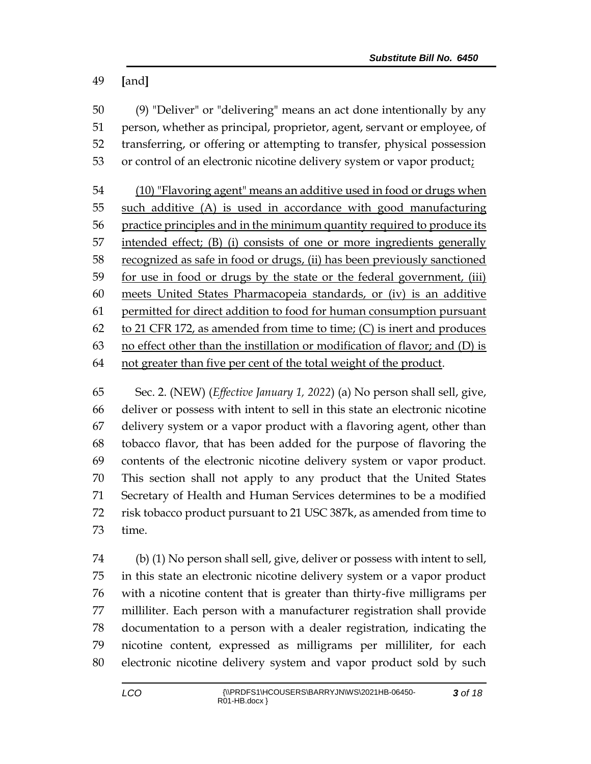[and]

(9) "Deliver" or "delivering" means an act done intentionally by any person, whether as principal, proprietor, agent, servant or employee, of transferring, or offering or attempting to transfer, physical possession or control of an electronic nicotine delivery system or vapor product;

(10) "Flavoring agent" means an additive used in food or drugs when such additive (A) is used in accordance with good manufacturing practice principles and in the minimum quantity required to produce its intended effect; (B) (i) consists of one or more ingredients generally recognized as safe in food or drugs, (ii) has been previously sanctioned for use in food or drugs by the state or the federal government, (iii) meets United States Pharmacopeia standards, or (iv) is an additive permitted for direct addition to food for human consumption pursuant to 21 CFR 172, as amended from time to time; (C) is inert and produces no effect other than the instillation or modification of flavor; and (D) is not greater than five per cent of the total weight of the product.

Sec. 2. (NEW) (*Effective January 1, 2022*) (a) No person shall sell, give, deliver or possess with intent to sell in this state an electronic nicotine delivery system or a vapor product with a flavoring agent, other than tobacco flavor, that has been added for the purpose of flavoring the contents of the electronic nicotine delivery system or vapor product. This section shall not apply to any product that the United States Secretary of Health and Human Services determines to be a modified risk tobacco product pursuant to 21 USC 387k, as amended from time to time.

(b) (1) No person shall sell, give, deliver or possess with intent to sell, in this state an electronic nicotine delivery system or a vapor product with a nicotine content that is greater than thirty-five milligrams per milliliter. Each person with a manufacturer registration shall provide documentation to a person with a dealer registration, indicating the nicotine content, expressed as milligrams per milliliter, for each electronic nicotine delivery system and vapor product sold by such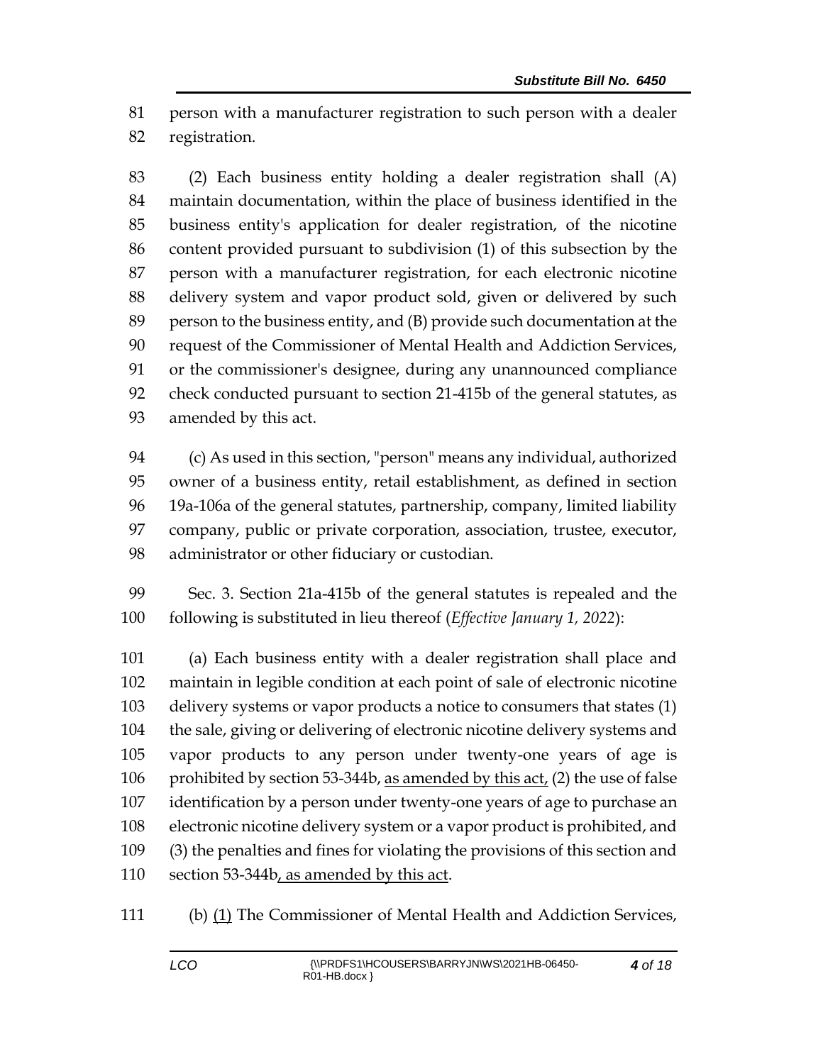person with a manufacturer registration to such person with a dealer registration.

(2) Each business entity holding a dealer registration shall (A) maintain documentation, within the place of business identified in the business entity's application for dealer registration, of the nicotine content provided pursuant to subdivision (1) of this subsection by the person with a manufacturer registration, for each electronic nicotine delivery system and vapor product sold, given or delivered by such person to the business entity, and (B) provide such documentation at the request of the Commissioner of Mental Health and Addiction Services, or the commissioner's designee, during any unannounced compliance check conducted pursuant to section 21-415b of the general statutes, as amended by this act.

(c) As used in this section, "person" means any individual, authorized owner of a business entity, retail establishment, as defined in section 19a-106a of the general statutes, partnership, company, limited liability company, public or private corporation, association, trustee, executor, administrator or other fiduciary or custodian.

Sec. 3. Section 21a-415b of the general statutes is repealed and the following is substituted in lieu thereof (*Effective January 1, 2022*):

(a) Each business entity with a dealer registration shall place and maintain in legible condition at each point of sale of electronic nicotine delivery systems or vapor products a notice to consumers that states (1) the sale, giving or delivering of electronic nicotine delivery systems and vapor products to any person under twenty-one years of age is prohibited by section 53-344b, <u>as amended by this act,</u> (2) the use of false identification by a person under twenty-one years of age to purchase an electronic nicotine delivery system or a vapor product is prohibited, and (3) the penalties and fines for violating the provisions of this section and section 53-344b<u>, as amended by this act</u>.

(b) <u>(1)</u> The Commissioner of Mental Health and Addiction Services,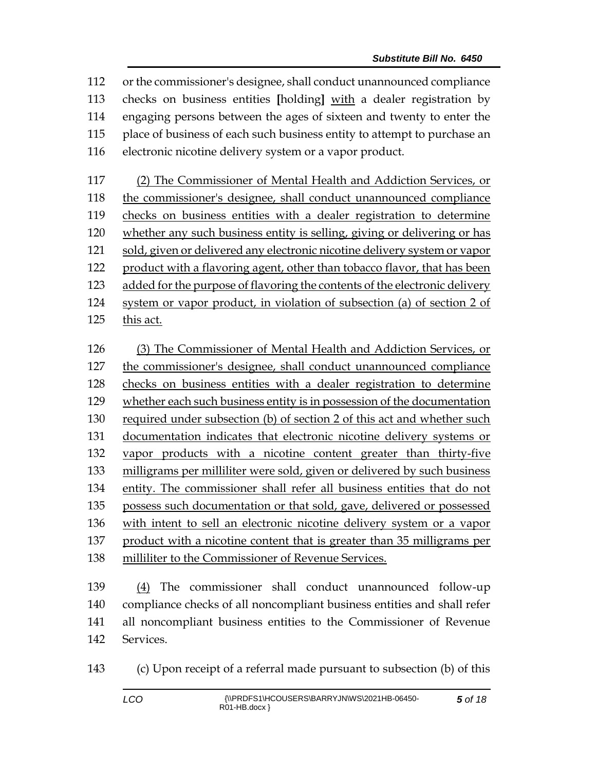112 or the commissioner's designee, shall conduct unannounced compliance
113 checks on business entities [holding] <u>with</u> a dealer registration by
114 engaging persons between the ages of sixteen and twenty to enter the
115 place of business of each such business entity to attempt to purchase an
116 electronic nicotine delivery system or a vapor product.

117 <u>(2) The Commissioner of Mental Health and Addiction Services, or</u>
118 <u>the commissioner's designee, shall conduct unannounced compliance</u>
119 <u>checks on business entities with a dealer registration to determine</u>
120 <u>whether any such business entity is selling, giving or delivering or has</u>
121 <u>sold, given or delivered any electronic nicotine delivery system or vapor</u>
122 <u>product with a flavoring agent, other than tobacco flavor, that has been</u>
123 <u>added for the purpose of flavoring the contents of the electronic delivery</u>
124 <u>system or vapor product, in violation of subsection (a) of section 2 of</u>
125 <u>this act.</u>

126 <u>(3) The Commissioner of Mental Health and Addiction Services, or</u>
127 <u>the commissioner's designee, shall conduct unannounced compliance</u>
128 <u>checks on business entities with a dealer registration to determine</u>
129 <u>whether each such business entity is in possession of the documentation</u>
130 <u>required under subsection (b) of section 2 of this act and whether such</u>
131 <u>documentation indicates that electronic nicotine delivery systems or</u>
132 <u>vapor products with a nicotine content greater than thirty-five</u>
133 <u>milligrams per milliliter were sold, given or delivered by such business</u>
134 <u>entity. The commissioner shall refer all business entities that do not</u>
135 <u>possess such documentation or that sold, gave, delivered or possessed</u>
136 <u>with intent to sell an electronic nicotine delivery system or a vapor</u>
137 <u>product with a nicotine content that is greater than 35 milligrams per</u>
138 <u>milliliter to the Commissioner of Revenue Services.</u>

139 <u>(4)</u> The commissioner shall conduct unannounced follow-up
140 compliance checks of all noncompliant business entities and shall refer
141 all noncompliant business entities to the Commissioner of Revenue
142 Services.

143 (c) Upon receipt of a referral made pursuant to subsection (b) of this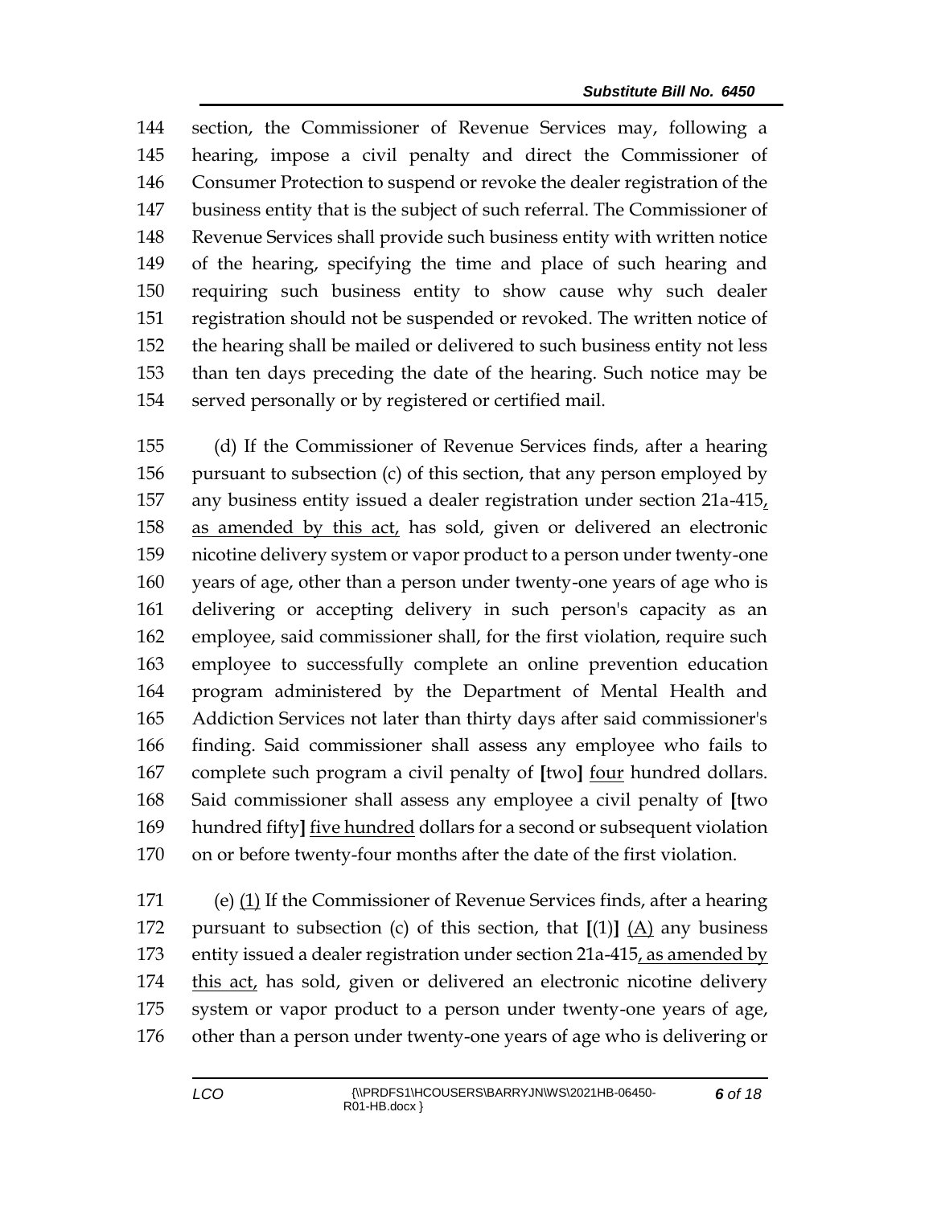section, the Commissioner of Revenue Services may, following a hearing, impose a civil penalty and direct the Commissioner of Consumer Protection to suspend or revoke the dealer registration of the business entity that is the subject of such referral. The Commissioner of Revenue Services shall provide such business entity with written notice of the hearing, specifying the time and place of such hearing and requiring such business entity to show cause why such dealer registration should not be suspended or revoked. The written notice of the hearing shall be mailed or delivered to such business entity not less than ten days preceding the date of the hearing. Such notice may be served personally or by registered or certified mail.

(d) If the Commissioner of Revenue Services finds, after a hearing pursuant to subsection (c) of this section, that any person employed by any business entity issued a dealer registration under section 21a-415, as amended by this act, has sold, given or delivered an electronic nicotine delivery system or vapor product to a person under twenty-one years of age, other than a person under twenty-one years of age who is delivering or accepting delivery in such person's capacity as an employee, said commissioner shall, for the first violation, require such employee to successfully complete an online prevention education program administered by the Department of Mental Health and Addiction Services not later than thirty days after said commissioner's finding. Said commissioner shall assess any employee who fails to complete such program a civil penalty of **[**two**]** four hundred dollars. Said commissioner shall assess any employee a civil penalty of **[**two hundred fifty**]** five hundred dollars for a second or subsequent violation on or before twenty-four months after the date of the first violation.

(e) (1) If the Commissioner of Revenue Services finds, after a hearing pursuant to subsection (c) of this section, that **[**(1)**]** (A) any business entity issued a dealer registration under section 21a-415, as amended by this act, has sold, given or delivered an electronic nicotine delivery system or vapor product to a person under twenty-one years of age, other than a person under twenty-one years of age who is delivering or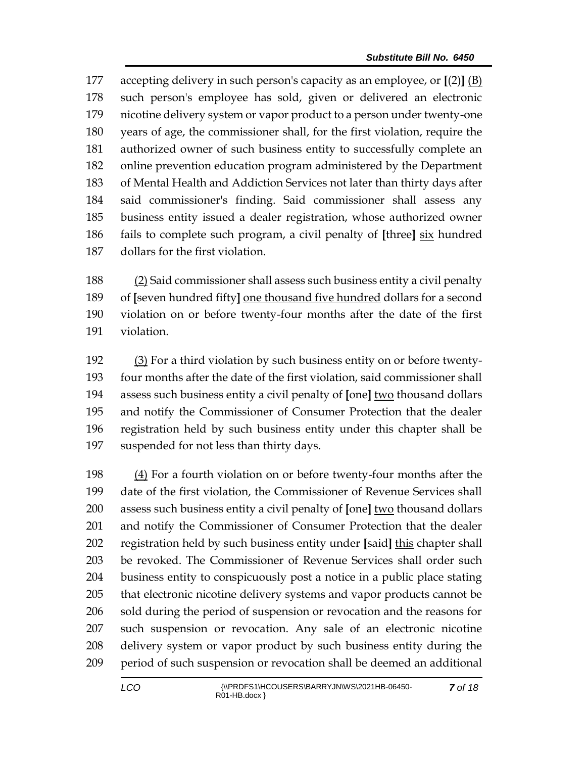177 accepting delivery in such person's capacity as an employee, or [(2)] <u>(B)</u>
178 such person's employee has sold, given or delivered an electronic
179 nicotine delivery system or vapor product to a person under twenty-one
180 years of age, the commissioner shall, for the first violation, require the
181 authorized owner of such business entity to successfully complete an
182 online prevention education program administered by the Department
183 of Mental Health and Addiction Services not later than thirty days after
184 said commissioner's finding. Said commissioner shall assess any
185 business entity issued a dealer registration, whose authorized owner
186 fails to complete such program, a civil penalty of [three] <u>six</u> hundred
187 dollars for the first violation.

188 <u>(2)</u> Said commissioner shall assess such business entity a civil penalty
189 of [seven hundred fifty] <u>one thousand five hundred</u> dollars for a second
190 violation on or before twenty-four months after the date of the first
191 violation.

192 <u>(3)</u> For a third violation by such business entity on or before twenty-
193 four months after the date of the first violation, said commissioner shall
194 assess such business entity a civil penalty of [one] <u>two</u> thousand dollars
195 and notify the Commissioner of Consumer Protection that the dealer
196 registration held by such business entity under this chapter shall be
197 suspended for not less than thirty days.

198 <u>(4)</u> For a fourth violation on or before twenty-four months after the
199 date of the first violation, the Commissioner of Revenue Services shall
200 assess such business entity a civil penalty of [one] <u>two</u> thousand dollars
201 and notify the Commissioner of Consumer Protection that the dealer
202 registration held by such business entity under [said] <u>this</u> chapter shall
203 be revoked. The Commissioner of Revenue Services shall order such
204 business entity to conspicuously post a notice in a public place stating
205 that electronic nicotine delivery systems and vapor products cannot be
206 sold during the period of suspension or revocation and the reasons for
207 such suspension or revocation. Any sale of an electronic nicotine
208 delivery system or vapor product by such business entity during the
209 period of such suspension or revocation shall be deemed an additional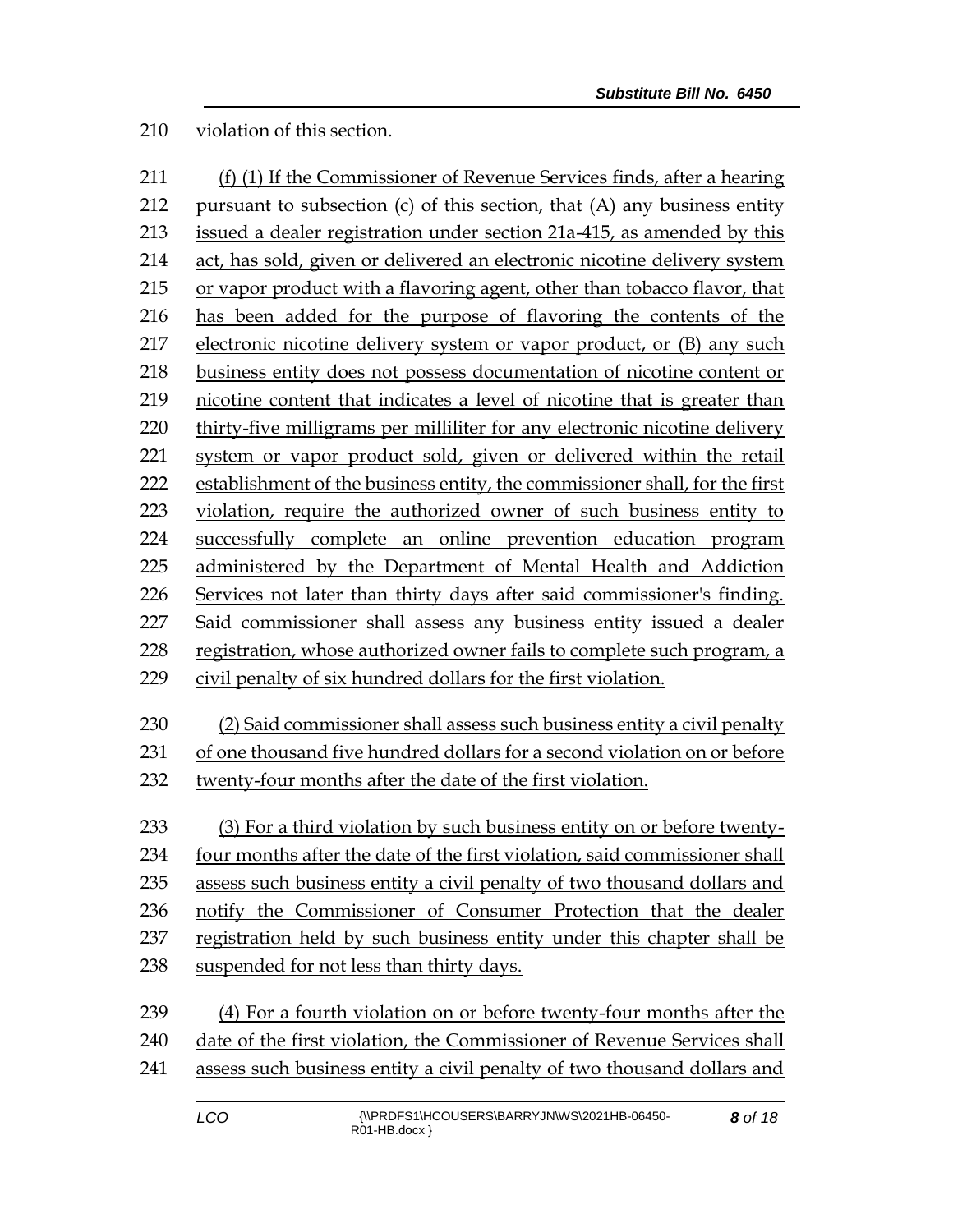violation of this section.

(f) (1) If the Commissioner of Revenue Services finds, after a hearing pursuant to subsection (c) of this section, that (A) any business entity issued a dealer registration under section 21a-415, as amended by this act, has sold, given or delivered an electronic nicotine delivery system or vapor product with a flavoring agent, other than tobacco flavor, that has been added for the purpose of flavoring the contents of the electronic nicotine delivery system or vapor product, or (B) any such business entity does not possess documentation of nicotine content or nicotine content that indicates a level of nicotine that is greater than thirty-five milligrams per milliliter for any electronic nicotine delivery system or vapor product sold, given or delivered within the retail establishment of the business entity, the commissioner shall, for the first violation, require the authorized owner of such business entity to successfully complete an online prevention education program administered by the Department of Mental Health and Addiction Services not later than thirty days after said commissioner's finding. Said commissioner shall assess any business entity issued a dealer registration, whose authorized owner fails to complete such program, a civil penalty of six hundred dollars for the first violation.

(2) Said commissioner shall assess such business entity a civil penalty of one thousand five hundred dollars for a second violation on or before twenty-four months after the date of the first violation.

(3) For a third violation by such business entity on or before twenty-four months after the date of the first violation, said commissioner shall assess such business entity a civil penalty of two thousand dollars and notify the Commissioner of Consumer Protection that the dealer registration held by such business entity under this chapter shall be suspended for not less than thirty days.

(4) For a fourth violation on or before twenty-four months after the date of the first violation, the Commissioner of Revenue Services shall assess such business entity a civil penalty of two thousand dollars and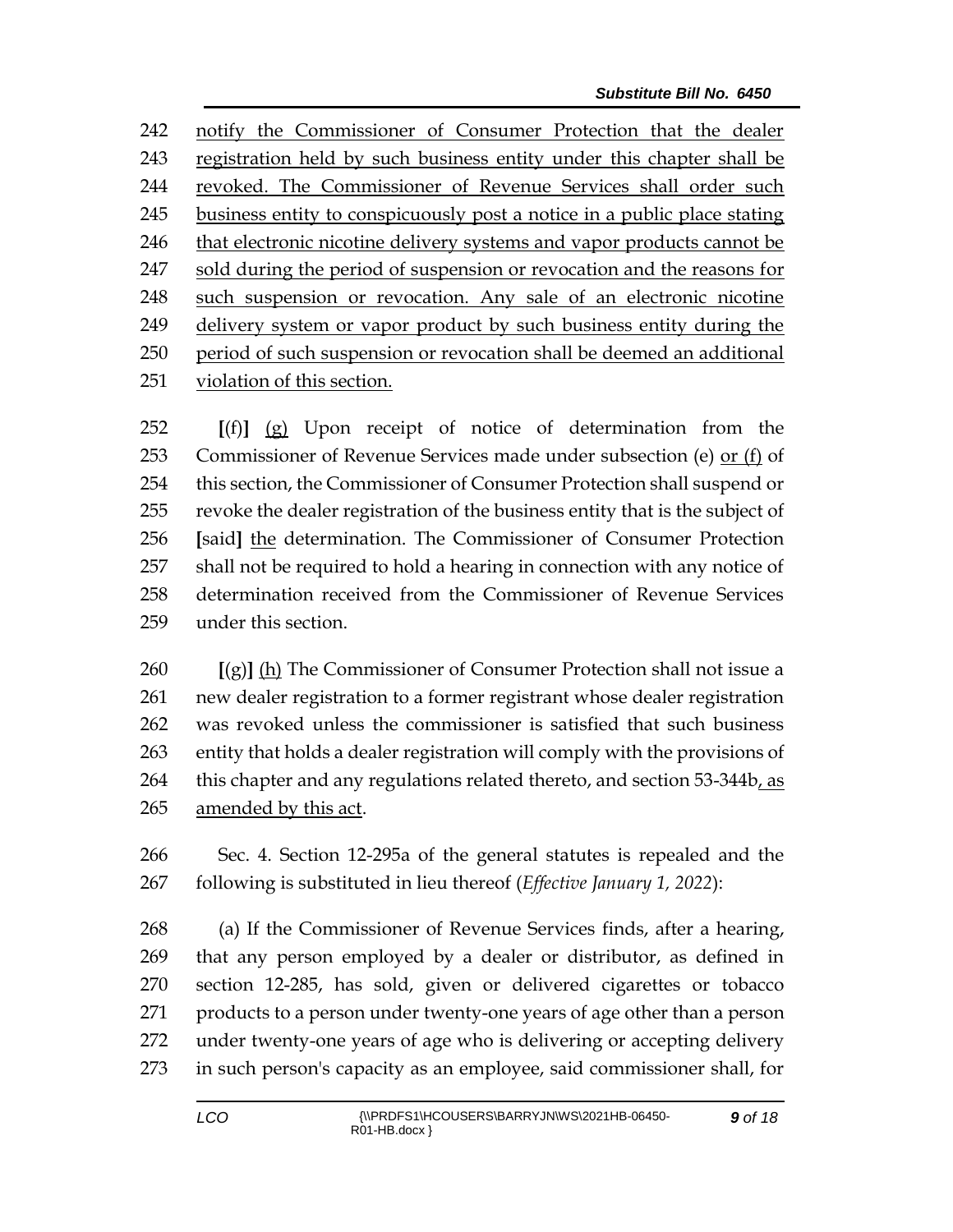242 notify the Commissioner of Consumer Protection that the dealer
243 registration held by such business entity under this chapter shall be
244 revoked. The Commissioner of Revenue Services shall order such
245 business entity to conspicuously post a notice in a public place stating
246 that electronic nicotine delivery systems and vapor products cannot be
247 sold during the period of suspension or revocation and the reasons for
248 such suspension or revocation. Any sale of an electronic nicotine
249 delivery system or vapor product by such business entity during the
250 period of such suspension or revocation shall be deemed an additional
251 violation of this section.

252 [(f)] (g) Upon receipt of notice of determination from the
253 Commissioner of Revenue Services made under subsection (e) or (f) of
254 this section, the Commissioner of Consumer Protection shall suspend or
255 revoke the dealer registration of the business entity that is the subject of
256 [said] the determination. The Commissioner of Consumer Protection
257 shall not be required to hold a hearing in connection with any notice of
258 determination received from the Commissioner of Revenue Services
259 under this section.

260 [(g)] (h) The Commissioner of Consumer Protection shall not issue a
261 new dealer registration to a former registrant whose dealer registration
262 was revoked unless the commissioner is satisfied that such business
263 entity that holds a dealer registration will comply with the provisions of
264 this chapter and any regulations related thereto, and section 53-344b, as
265 amended by this act.

266 Sec. 4. Section 12-295a of the general statutes is repealed and the
267 following is substituted in lieu thereof (*Effective January 1, 2022*):

268 (a) If the Commissioner of Revenue Services finds, after a hearing,
269 that any person employed by a dealer or distributor, as defined in
270 section 12-285, has sold, given or delivered cigarettes or tobacco
271 products to a person under twenty-one years of age other than a person
272 under twenty-one years of age who is delivering or accepting delivery
273 in such person's capacity as an employee, said commissioner shall, for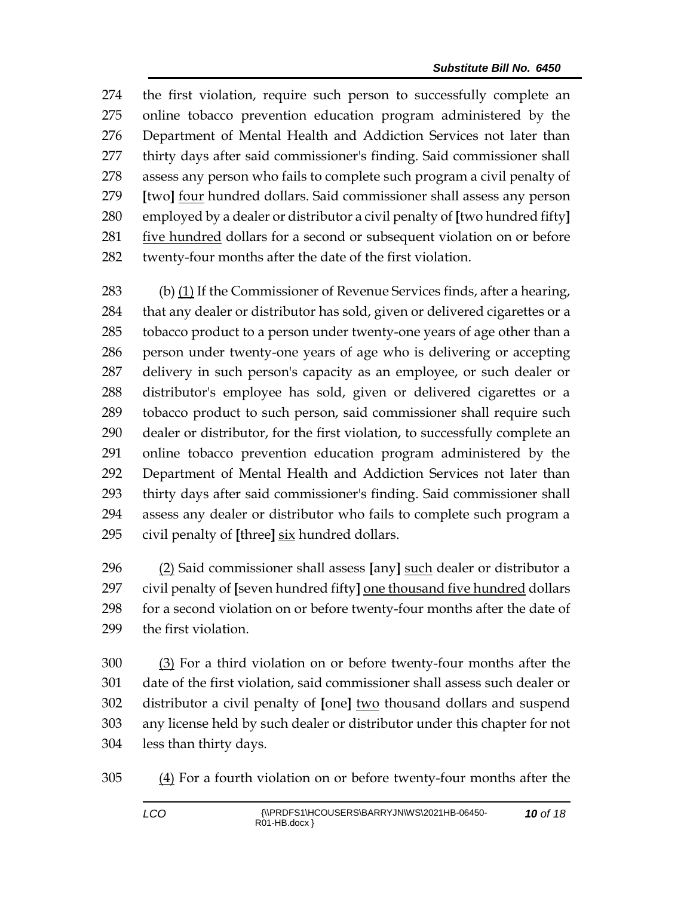the first violation, require such person to successfully complete an online tobacco prevention education program administered by the Department of Mental Health and Addiction Services not later than thirty days after said commissioner's finding. Said commissioner shall assess any person who fails to complete such program a civil penalty of **[**two**]** <u>four</u> hundred dollars. Said commissioner shall assess any person employed by a dealer or distributor a civil penalty of **[**two hundred fifty**]** <u>five hundred</u> dollars for a second or subsequent violation on or before twenty-four months after the date of the first violation.

(b) <u>(1)</u> If the Commissioner of Revenue Services finds, after a hearing, that any dealer or distributor has sold, given or delivered cigarettes or a tobacco product to a person under twenty-one years of age other than a person under twenty-one years of age who is delivering or accepting delivery in such person's capacity as an employee, or such dealer or distributor's employee has sold, given or delivered cigarettes or a tobacco product to such person, said commissioner shall require such dealer or distributor, for the first violation, to successfully complete an online tobacco prevention education program administered by the Department of Mental Health and Addiction Services not later than thirty days after said commissioner's finding. Said commissioner shall assess any dealer or distributor who fails to complete such program a civil penalty of **[**three**]** <u>six</u> hundred dollars.

<u>(2)</u> Said commissioner shall assess **[**any**]** <u>such</u> dealer or distributor a civil penalty of **[**seven hundred fifty**]** <u>one thousand five hundred</u> dollars for a second violation on or before twenty-four months after the date of the first violation.

<u>(3)</u> For a third violation on or before twenty-four months after the date of the first violation, said commissioner shall assess such dealer or distributor a civil penalty of **[**one**]** <u>two</u> thousand dollars and suspend any license held by such dealer or distributor under this chapter for not less than thirty days.

<u>(4)</u> For a fourth violation on or before twenty-four months after the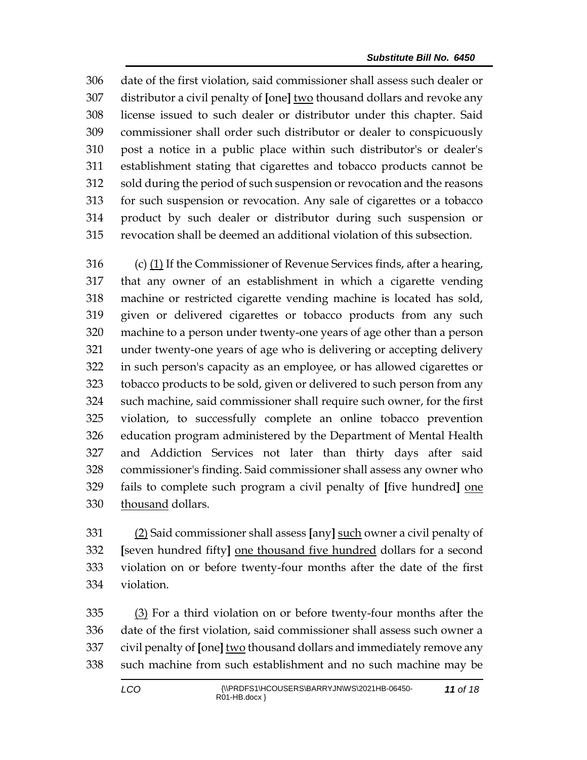date of the first violation, said commissioner shall assess such dealer or distributor a civil penalty of **[**one**]** <u>two</u> thousand dollars and revoke any license issued to such dealer or distributor under this chapter. Said commissioner shall order such distributor or dealer to conspicuously post a notice in a public place within such distributor's or dealer's establishment stating that cigarettes and tobacco products cannot be sold during the period of such suspension or revocation and the reasons for such suspension or revocation. Any sale of cigarettes or a tobacco product by such dealer or distributor during such suspension or revocation shall be deemed an additional violation of this subsection.

(c) <u>(1)</u> If the Commissioner of Revenue Services finds, after a hearing, that any owner of an establishment in which a cigarette vending machine or restricted cigarette vending machine is located has sold, given or delivered cigarettes or tobacco products from any such machine to a person under twenty-one years of age other than a person under twenty-one years of age who is delivering or accepting delivery in such person's capacity as an employee, or has allowed cigarettes or tobacco products to be sold, given or delivered to such person from any such machine, said commissioner shall require such owner, for the first violation, to successfully complete an online tobacco prevention education program administered by the Department of Mental Health and Addiction Services not later than thirty days after said commissioner's finding. Said commissioner shall assess any owner who fails to complete such program a civil penalty of **[**five hundred**]** <u>one thousand</u> dollars.

<u>(2)</u> Said commissioner shall assess **[**any**]** <u>such</u> owner a civil penalty of **[**seven hundred fifty**]** <u>one thousand five hundred</u> dollars for a second violation on or before twenty-four months after the date of the first violation.

<u>(3)</u> For a third violation on or before twenty-four months after the date of the first violation, said commissioner shall assess such owner a civil penalty of **[**one**]** <u>two</u> thousand dollars and immediately remove any such machine from such establishment and no such machine may be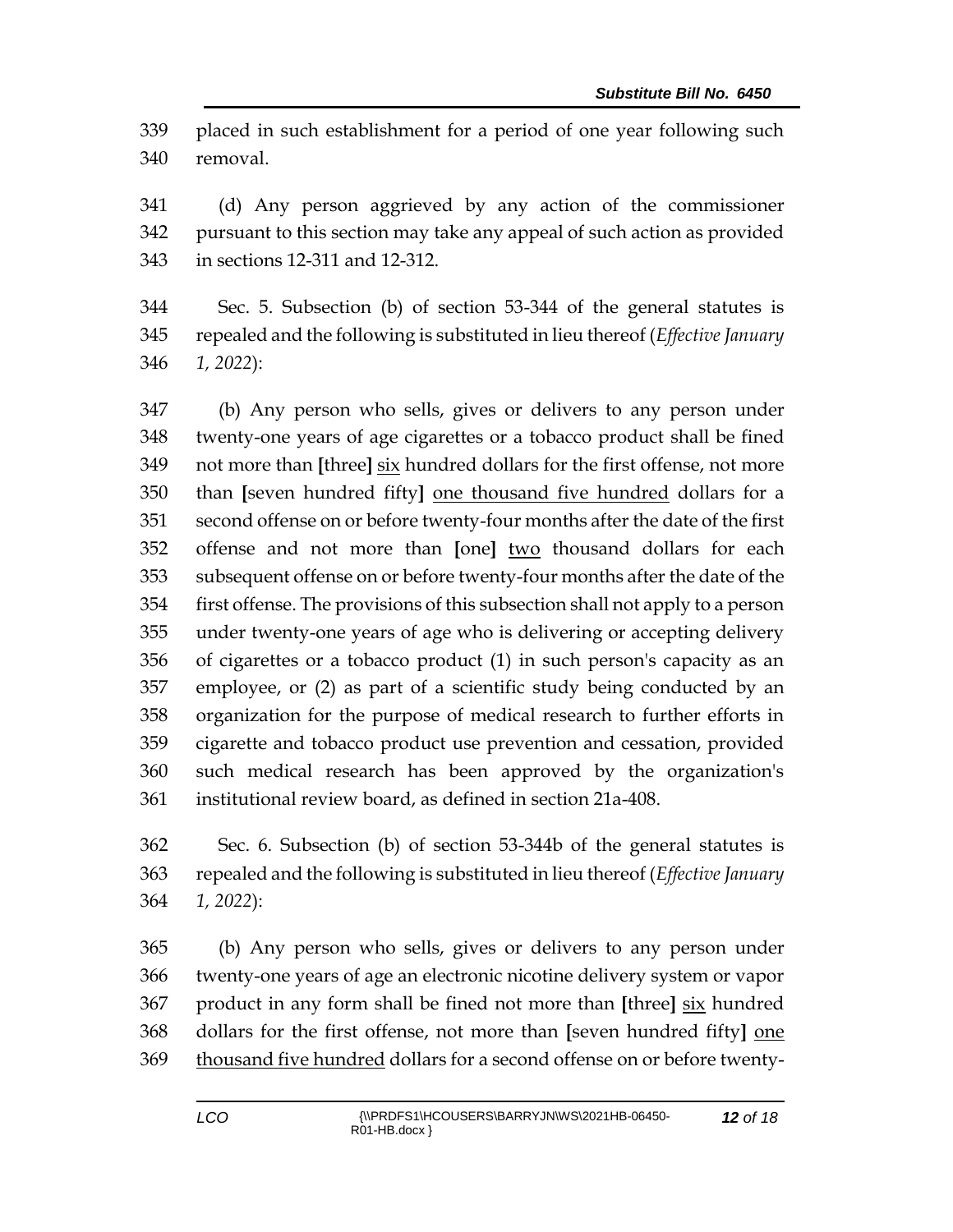placed in such establishment for a period of one year following such removal.

(d) Any person aggrieved by any action of the commissioner pursuant to this section may take any appeal of such action as provided in sections 12-311 and 12-312.

Sec. 5. Subsection (b) of section 53-344 of the general statutes is repealed and the following is substituted in lieu thereof (*Effective January 1, 2022*):

(b) Any person who sells, gives or delivers to any person under twenty-one years of age cigarettes or a tobacco product shall be fined not more than **[**three**]** <u>six</u> hundred dollars for the first offense, not more than **[**seven hundred fifty**]** <u>one thousand five hundred</u> dollars for a second offense on or before twenty-four months after the date of the first offense and not more than **[**one**]** <u>two</u> thousand dollars for each subsequent offense on or before twenty-four months after the date of the first offense. The provisions of this subsection shall not apply to a person under twenty-one years of age who is delivering or accepting delivery of cigarettes or a tobacco product (1) in such person's capacity as an employee, or (2) as part of a scientific study being conducted by an organization for the purpose of medical research to further efforts in cigarette and tobacco product use prevention and cessation, provided such medical research has been approved by the organization's institutional review board, as defined in section 21a-408.

Sec. 6. Subsection (b) of section 53-344b of the general statutes is repealed and the following is substituted in lieu thereof (*Effective January 1, 2022*):

(b) Any person who sells, gives or delivers to any person under twenty-one years of age an electronic nicotine delivery system or vapor product in any form shall be fined not more than **[**three**]** <u>six</u> hundred dollars for the first offense, not more than **[**seven hundred fifty**]** <u>one thousand five hundred</u> dollars for a second offense on or before twenty-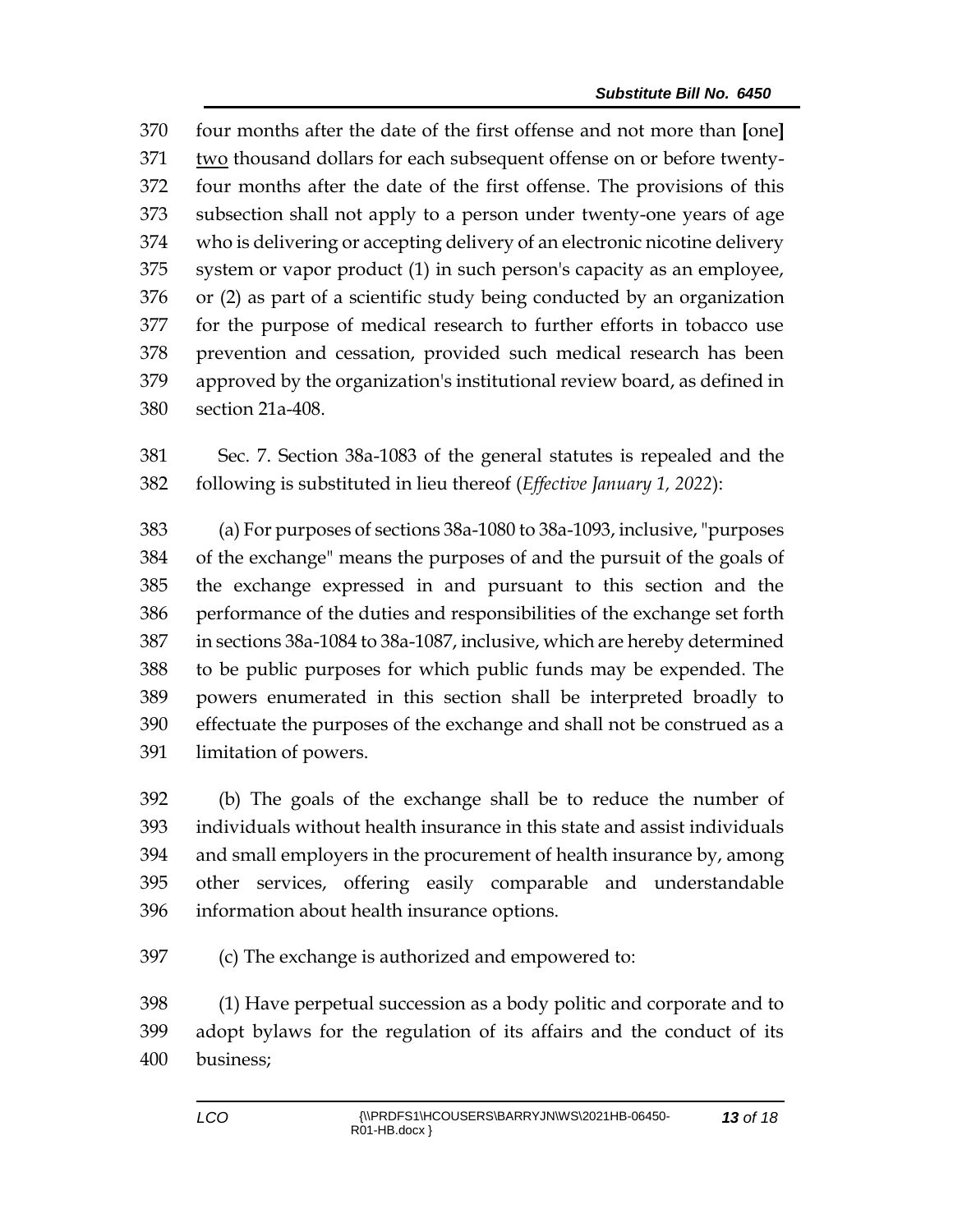four months after the date of the first offense and not more than [one] two thousand dollars for each subsequent offense on or before twenty-four months after the date of the first offense. The provisions of this subsection shall not apply to a person under twenty-one years of age who is delivering or accepting delivery of an electronic nicotine delivery system or vapor product (1) in such person's capacity as an employee, or (2) as part of a scientific study being conducted by an organization for the purpose of medical research to further efforts in tobacco use prevention and cessation, provided such medical research has been approved by the organization's institutional review board, as defined in section 21a-408.

Sec. 7. Section 38a-1083 of the general statutes is repealed and the following is substituted in lieu thereof (*Effective January 1, 2022*):

(a) For purposes of sections 38a-1080 to 38a-1093, inclusive, "purposes of the exchange" means the purposes of and the pursuit of the goals of the exchange expressed in and pursuant to this section and the performance of the duties and responsibilities of the exchange set forth in sections 38a-1084 to 38a-1087, inclusive, which are hereby determined to be public purposes for which public funds may be expended. The powers enumerated in this section shall be interpreted broadly to effectuate the purposes of the exchange and shall not be construed as a limitation of powers.

(b) The goals of the exchange shall be to reduce the number of individuals without health insurance in this state and assist individuals and small employers in the procurement of health insurance by, among other services, offering easily comparable and understandable information about health insurance options.

(c) The exchange is authorized and empowered to:

(1) Have perpetual succession as a body politic and corporate and to adopt bylaws for the regulation of its affairs and the conduct of its business;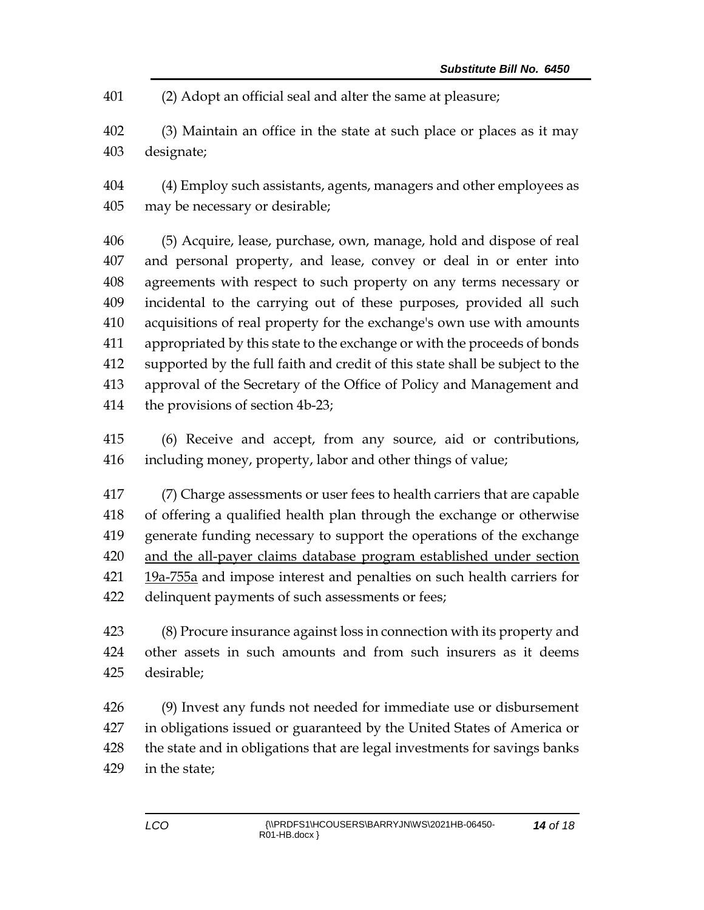(2) Adopt an official seal and alter the same at pleasure;

(3) Maintain an office in the state at such place or places as it may designate;

(4) Employ such assistants, agents, managers and other employees as may be necessary or desirable;

(5) Acquire, lease, purchase, own, manage, hold and dispose of real and personal property, and lease, convey or deal in or enter into agreements with respect to such property on any terms necessary or incidental to the carrying out of these purposes, provided all such acquisitions of real property for the exchange's own use with amounts appropriated by this state to the exchange or with the proceeds of bonds supported by the full faith and credit of this state shall be subject to the approval of the Secretary of the Office of Policy and Management and the provisions of section 4b-23;

(6) Receive and accept, from any source, aid or contributions, including money, property, labor and other things of value;

(7) Charge assessments or user fees to health carriers that are capable of offering a qualified health plan through the exchange or otherwise generate funding necessary to support the operations of the exchange <u>and the all-payer claims database program established under section 19a-755a</u> and impose interest and penalties on such health carriers for delinquent payments of such assessments or fees;

(8) Procure insurance against loss in connection with its property and other assets in such amounts and from such insurers as it deems desirable;

(9) Invest any funds not needed for immediate use or disbursement in obligations issued or guaranteed by the United States of America or the state and in obligations that are legal investments for savings banks in the state;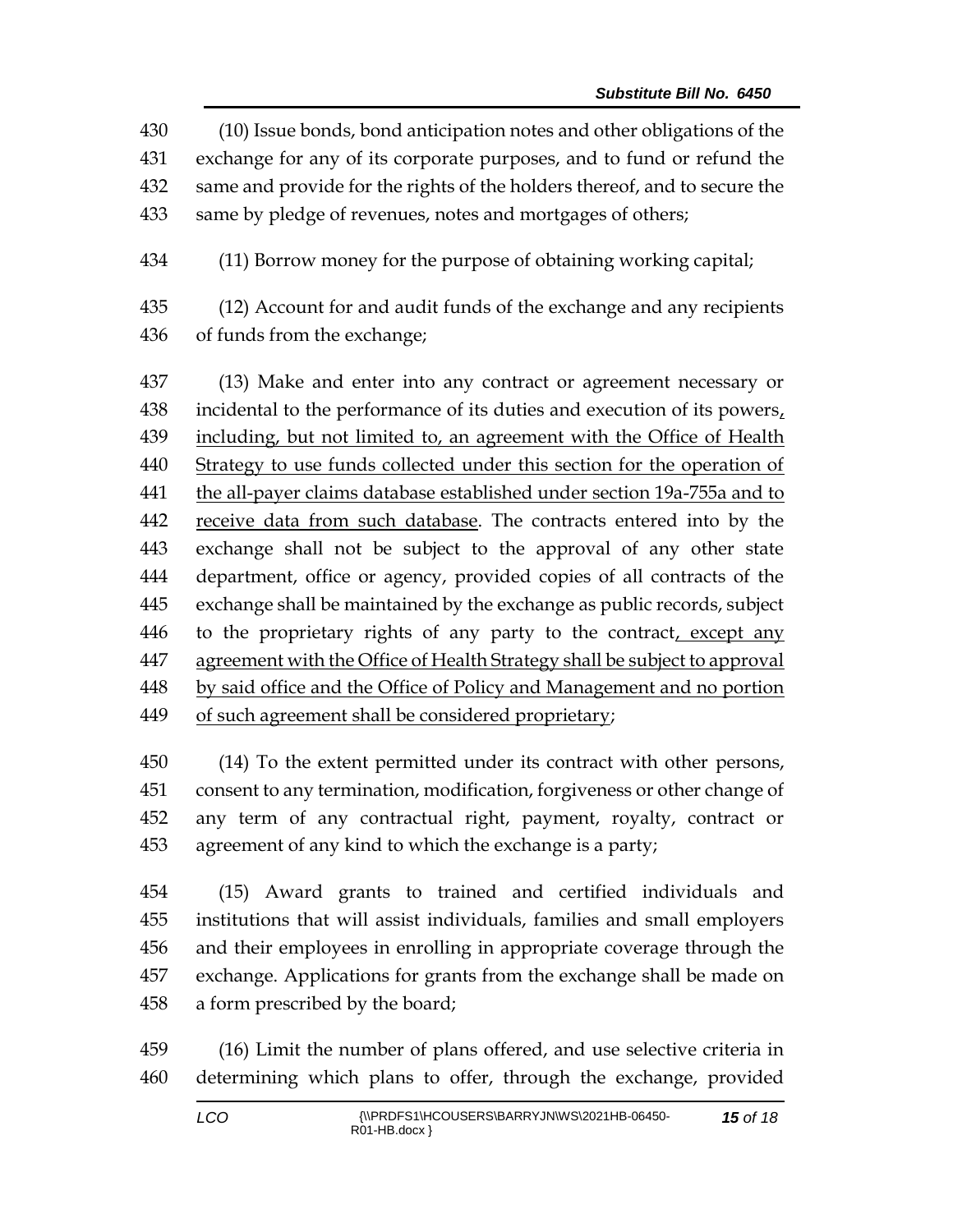(10) Issue bonds, bond anticipation notes and other obligations of the exchange for any of its corporate purposes, and to fund or refund the same and provide for the rights of the holders thereof, and to secure the same by pledge of revenues, notes and mortgages of others;

(11) Borrow money for the purpose of obtaining working capital;

(12) Account for and audit funds of the exchange and any recipients of funds from the exchange;

(13) Make and enter into any contract or agreement necessary or incidental to the performance of its duties and execution of its powers, including, but not limited to, an agreement with the Office of Health Strategy to use funds collected under this section for the operation of the all-payer claims database established under section 19a-755a and to receive data from such database. The contracts entered into by the exchange shall not be subject to the approval of any other state department, office or agency, provided copies of all contracts of the exchange shall be maintained by the exchange as public records, subject to the proprietary rights of any party to the contract, except any agreement with the Office of Health Strategy shall be subject to approval by said office and the Office of Policy and Management and no portion of such agreement shall be considered proprietary;

(14) To the extent permitted under its contract with other persons, consent to any termination, modification, forgiveness or other change of any term of any contractual right, payment, royalty, contract or agreement of any kind to which the exchange is a party;

(15) Award grants to trained and certified individuals and institutions that will assist individuals, families and small employers and their employees in enrolling in appropriate coverage through the exchange. Applications for grants from the exchange shall be made on a form prescribed by the board;

(16) Limit the number of plans offered, and use selective criteria in determining which plans to offer, through the exchange, provided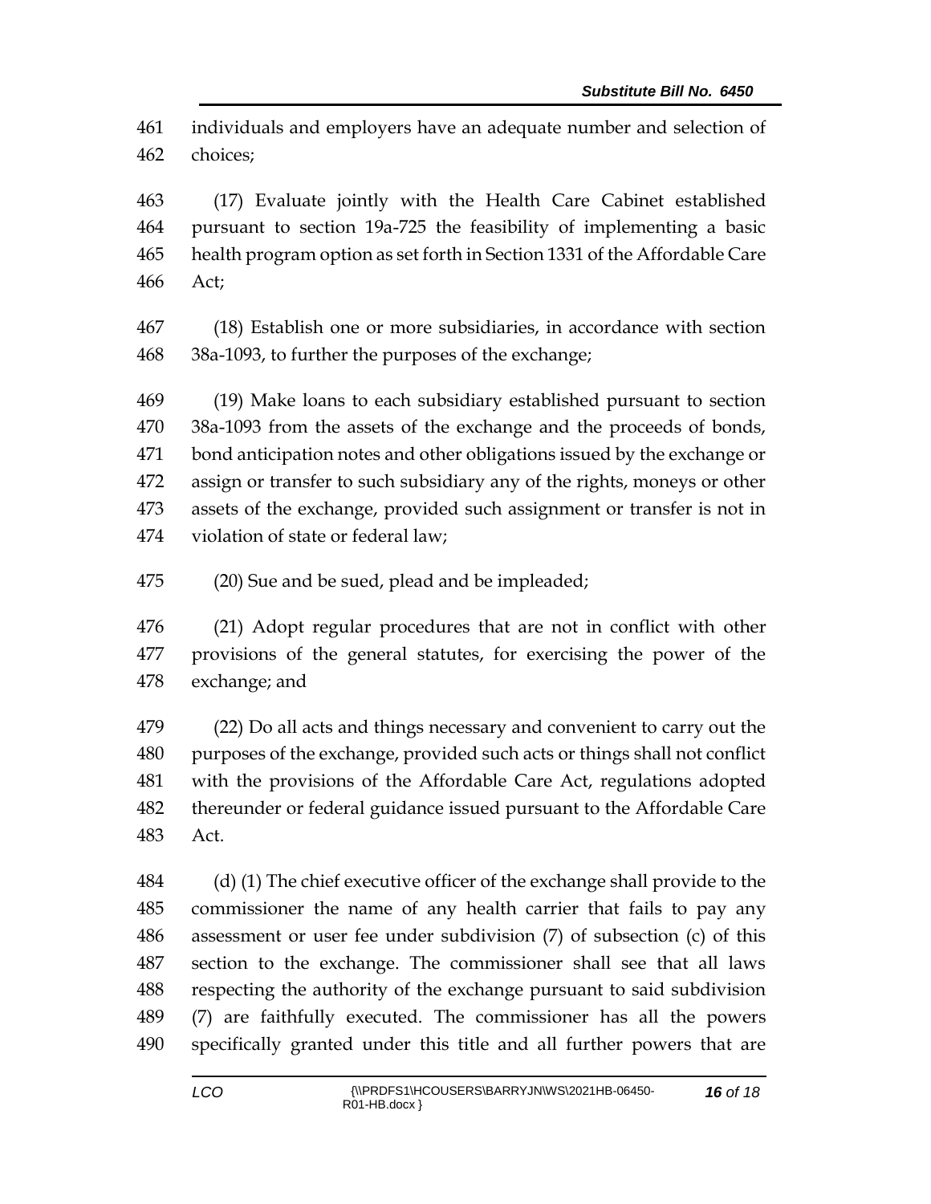individuals and employers have an adequate number and selection of choices;

(17) Evaluate jointly with the Health Care Cabinet established pursuant to section 19a-725 the feasibility of implementing a basic health program option as set forth in Section 1331 of the Affordable Care Act;

(18) Establish one or more subsidiaries, in accordance with section 38a-1093, to further the purposes of the exchange;

(19) Make loans to each subsidiary established pursuant to section 38a-1093 from the assets of the exchange and the proceeds of bonds, bond anticipation notes and other obligations issued by the exchange or assign or transfer to such subsidiary any of the rights, moneys or other assets of the exchange, provided such assignment or transfer is not in violation of state or federal law;

(20) Sue and be sued, plead and be impleaded;

(21) Adopt regular procedures that are not in conflict with other provisions of the general statutes, for exercising the power of the exchange; and

(22) Do all acts and things necessary and convenient to carry out the purposes of the exchange, provided such acts or things shall not conflict with the provisions of the Affordable Care Act, regulations adopted thereunder or federal guidance issued pursuant to the Affordable Care Act.

(d) (1) The chief executive officer of the exchange shall provide to the commissioner the name of any health carrier that fails to pay any assessment or user fee under subdivision (7) of subsection (c) of this section to the exchange. The commissioner shall see that all laws respecting the authority of the exchange pursuant to said subdivision (7) are faithfully executed. The commissioner has all the powers specifically granted under this title and all further powers that are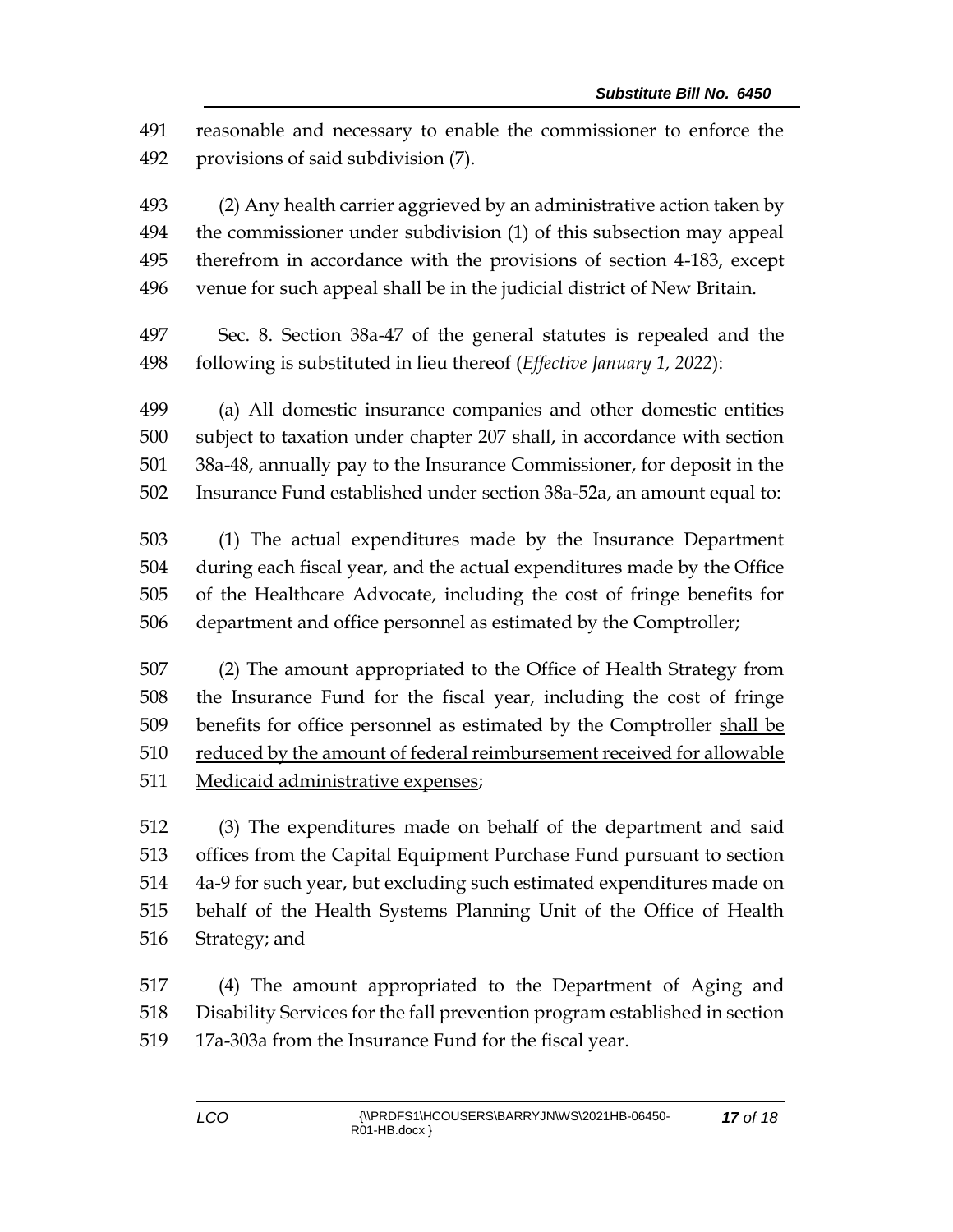reasonable and necessary to enable the commissioner to enforce the provisions of said subdivision (7).

(2) Any health carrier aggrieved by an administrative action taken by the commissioner under subdivision (1) of this subsection may appeal therefrom in accordance with the provisions of section 4-183, except venue for such appeal shall be in the judicial district of New Britain.

Sec. 8. Section 38a-47 of the general statutes is repealed and the following is substituted in lieu thereof (*Effective January 1, 2022*):

(a) All domestic insurance companies and other domestic entities subject to taxation under chapter 207 shall, in accordance with section 38a-48, annually pay to the Insurance Commissioner, for deposit in the Insurance Fund established under section 38a-52a, an amount equal to:

(1) The actual expenditures made by the Insurance Department during each fiscal year, and the actual expenditures made by the Office of the Healthcare Advocate, including the cost of fringe benefits for department and office personnel as estimated by the Comptroller;

(2) The amount appropriated to the Office of Health Strategy from the Insurance Fund for the fiscal year, including the cost of fringe benefits for office personnel as estimated by the Comptroller <u>shall be reduced by the amount of federal reimbursement received for allowable Medicaid administrative expenses</u>;

(3) The expenditures made on behalf of the department and said offices from the Capital Equipment Purchase Fund pursuant to section 4a-9 for such year, but excluding such estimated expenditures made on behalf of the Health Systems Planning Unit of the Office of Health Strategy; and

(4) The amount appropriated to the Department of Aging and Disability Services for the fall prevention program established in section 17a-303a from the Insurance Fund for the fiscal year.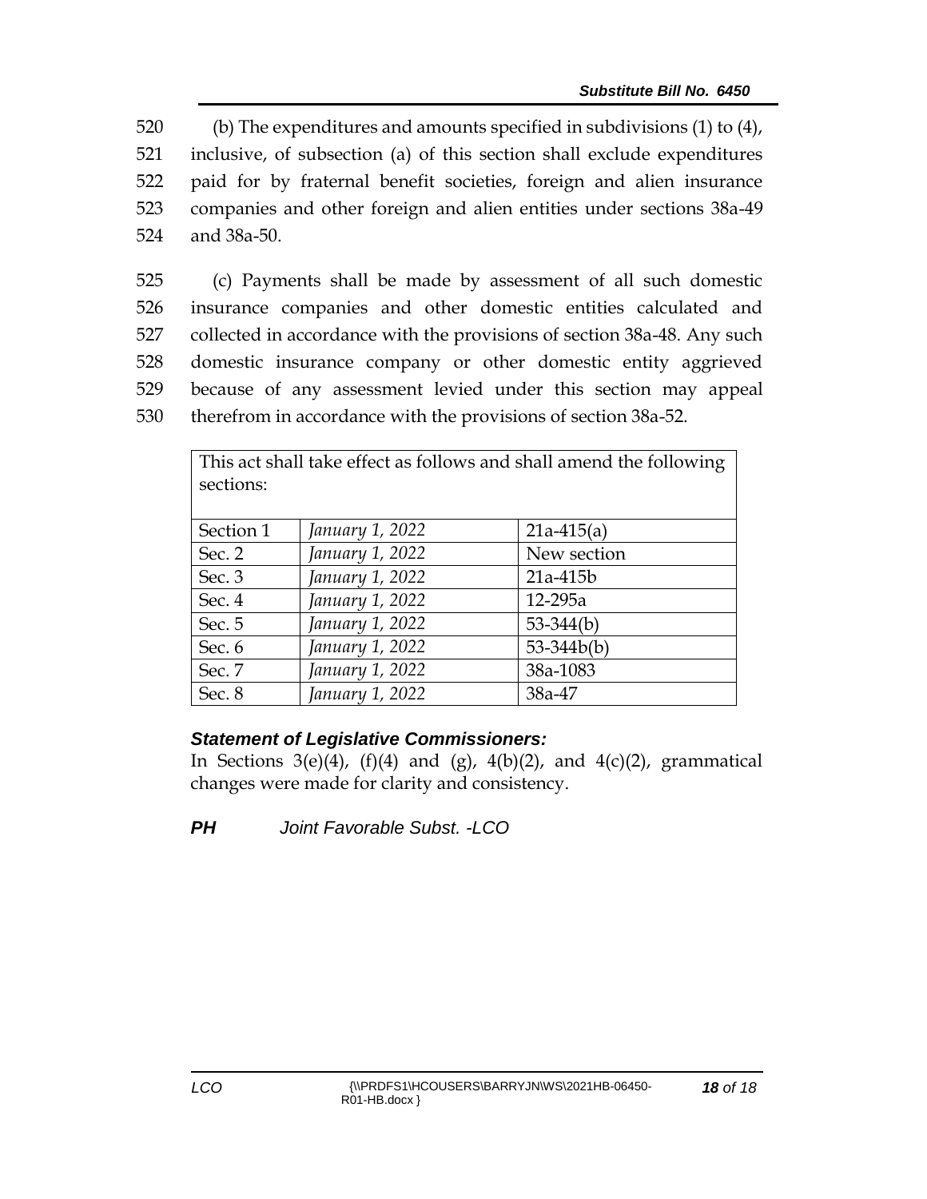520 (b) The expenditures and amounts specified in subdivisions (1) to (4),
521 inclusive, of subsection (a) of this section shall exclude expenditures
522 paid for by fraternal benefit societies, foreign and alien insurance
523 companies and other foreign and alien entities under sections 38a-49
524 and 38a-50.

525 (c) Payments shall be made by assessment of all such domestic
526 insurance companies and other domestic entities calculated and
527 collected in accordance with the provisions of section 38a-48. Any such
528 domestic insurance company or other domestic entity aggrieved
529 because of any assessment levied under this section may appeal
530 therefrom in accordance with the provisions of section 38a-52.

| This act shall take effect as follows and shall amend the following sections: | | |
|---|---|---|
| Section 1 | *January 1, 2022* | 21a-415(a) |
| Sec. 2 | *January 1, 2022* | New section |
| Sec. 3 | *January 1, 2022* | 21a-415b |
| Sec. 4 | *January 1, 2022* | 12-295a |
| Sec. 5 | *January 1, 2022* | 53-344(b) |
| Sec. 6 | *January 1, 2022* | 53-344b(b) |
| Sec. 7 | *January 1, 2022* | 38a-1083 |
| Sec. 8 | *January 1, 2022* | 38a-47 |

***Statement of Legislative Commissioners:***

In Sections 3(e)(4), (f)(4) and (g), 4(b)(2), and 4(c)(2), grammatical changes were made for clarity and consistency.

***PH*** *Joint Favorable Subst. -LCO*